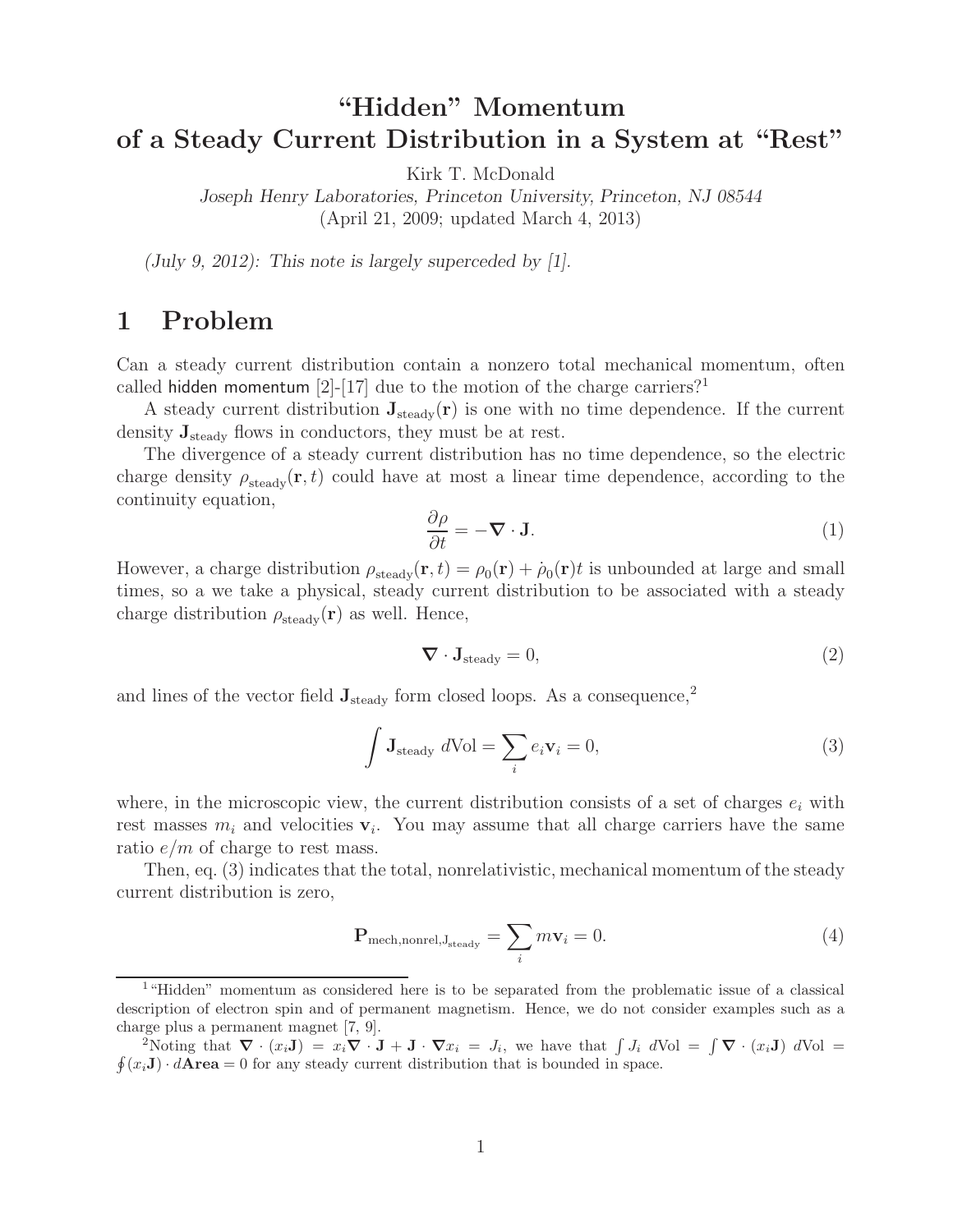# "Hidden" Momentum of a Steady Current Distribution in a System at "Rest"

Kirk T. McDonald

*Joseph Henry Laboratories, Princeton University, Princeton, NJ 08544*

(April 21, 2009; updated March 4, 2013)

*(July 9, 2012): This note is largely superceded by [1].*

## 1 Problem

Can a steady current distribution contain a nonzero total mechanical momentum, often called hidden momentum [2]-[17] due to the motion of the charge carriers?[1]

A steady current distribution $\mathbf{J}_{\text{steady}}(\mathbf{r})$ is one with no time dependence. If the current density $\mathbf{J}_{\text{steady}}$ flows in conductors, they must be at rest.

The divergence of a steady current distribution has no time dependence, so the electric charge density $\rho_{\text{steady}}(\mathbf{r}, t)$ could have at most a linear time dependence, according to the continuity equation,

$$\frac{\partial \rho}{\partial t} = -\boldsymbol{\nabla} \cdot \mathbf{J}. \tag{1}$$

However, a charge distribution $\rho_{\text{steady}}(\mathbf{r}, t) = \rho_0(\mathbf{r}) + \dot{\rho}_0(\mathbf{r})t$ is unbounded at large and small times, so a we take a physical, steady current distribution to be associated with a steady charge distribution $\rho_{\text{steady}}(\mathbf{r})$ as well. Hence,

$$\boldsymbol{\nabla} \cdot \mathbf{J}_{\text{steady}} = 0, \tag{2}$$

and lines of the vector field $\mathbf{J}_{\text{steady}}$ form closed loops. As a consequence,[2]

$$\int \mathbf{J}_{\text{steady}}\, d\text{Vol} = \sum_i e_i \mathbf{v}_i = 0, \tag{3}$$

where, in the microscopic view, the current distribution consists of a set of charges $e_i$ with rest masses $m_i$ and velocities $\mathbf{v}_i$. You may assume that all charge carriers have the same ratio $e/m$ of charge to rest mass.

Then, eq. (3) indicates that the total, nonrelativistic, mechanical momentum of the steady current distribution is zero,

$$\mathbf{P}_{\text{mech,nonrel,J}_{\text{steady}}} = \sum_i m\mathbf{v}_i = 0. \tag{4}$$

---

[1] "Hidden" momentum as considered here is to be separated from the problematic issue of a classical description of electron spin and of permanent magnetism. Hence, we do not consider examples such as a charge plus a permanent magnet [7, 9].

[2] Noting that $\boldsymbol{\nabla} \cdot (x_i \mathbf{J}) = x_i \boldsymbol{\nabla} \cdot \mathbf{J} + \mathbf{J} \cdot \boldsymbol{\nabla} x_i = J_i$, we have that $\int J_i\, d\text{Vol} = \int \boldsymbol{\nabla} \cdot (x_i \mathbf{J})\, d\text{Vol} = \oint (x_i \mathbf{J}) \cdot d\mathbf{Area} = 0$ for any steady current distribution that is bounded in space.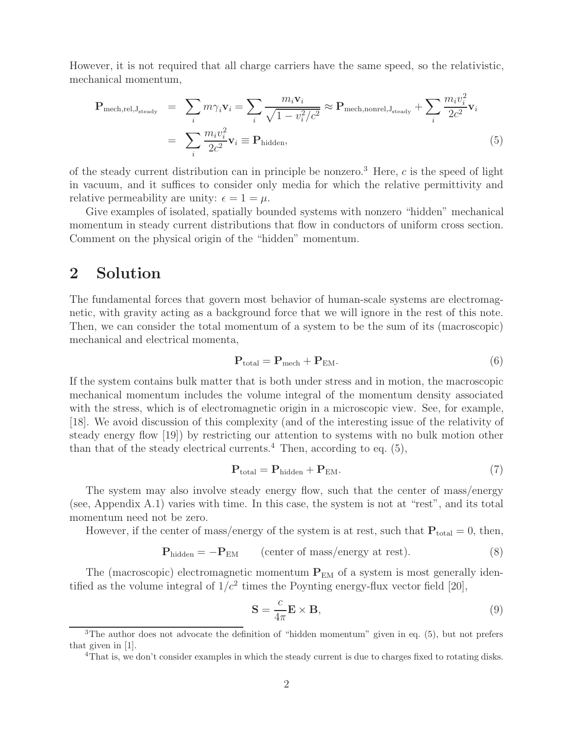However, it is not required that all charge carriers have the same speed, so the relativistic, mechanical momentum,

$$
\begin{aligned}
\mathbf{P}_{\mathrm{mech,rel,J_{steady}}} &= \sum_i m\gamma_i \mathbf{v}_i = \sum_i \frac{m_i \mathbf{v}_i}{\sqrt{1 - v_i^2/c^2}} \approx \mathbf{P}_{\mathrm{mech,nonrel,J_{steady}}} + \sum_i \frac{m_i v_i^2}{2c^2}\mathbf{v}_i \\
&= \sum_i \frac{m_i v_i^2}{2c^2}\mathbf{v}_i \equiv \mathbf{P}_{\mathrm{hidden}}, \qquad (5)
\end{aligned}
$$

of the steady current distribution can in principle be nonzero.[3] Here, $c$ is the speed of light in vacuum, and it suffices to consider only media for which the relative permittivity and relative permeability are unity: $\epsilon = 1 = \mu$.

Give examples of isolated, spatially bounded systems with nonzero "hidden" mechanical momentum in steady current distributions that flow in conductors of uniform cross section. Comment on the physical origin of the "hidden" momentum.

## 2 Solution

The fundamental forces that govern most behavior of human-scale systems are electromagnetic, with gravity acting as a background force that we will ignore in the rest of this note. Then, we can consider the total momentum of a system to be the sum of its (macroscopic) mechanical and electrical momenta,

$$
\mathbf{P}_{\mathrm{total}} = \mathbf{P}_{\mathrm{mech}} + \mathbf{P}_{\mathrm{EM}}. \qquad (6)
$$

If the system contains bulk matter that is both under stress and in motion, the macroscopic mechanical momentum includes the volume integral of the momentum density associated with the stress, which is of electromagnetic origin in a microscopic view. See, for example, [18]. We avoid discussion of this complexity (and of the interesting issue of the relativity of steady energy flow [19]) by restricting our attention to systems with no bulk motion other than that of the steady electrical currents.[4] Then, according to eq. (5),

$$
\mathbf{P}_{\mathrm{total}} = \mathbf{P}_{\mathrm{hidden}} + \mathbf{P}_{\mathrm{EM}}. \qquad (7)
$$

The system may also involve steady energy flow, such that the center of mass/energy (see, Appendix A.1) varies with time. In this case, the system is not at "rest", and its total momentum need not be zero.

However, if the center of mass/energy of the system is at rest, such that $\mathbf{P}_{\mathrm{total}} = 0$, then,

$$
\mathbf{P}_{\mathrm{hidden}} = -\mathbf{P}_{\mathrm{EM}} \qquad \text{(center of mass/energy at rest).} \qquad (8)
$$

The (macroscopic) electromagnetic momentum $\mathbf{P}_{\mathrm{EM}}$ of a system is most generally identified as the volume integral of $1/c^2$ times the Poynting energy-flux vector field [20],

$$
\mathbf{S} = \frac{c}{4\pi}\mathbf{E} \times \mathbf{B}, \qquad (9)
$$

[3] The author does not advocate the definition of "hidden momentum" given in eq. (5), but not prefers that given in [1].

[4] That is, we don't consider examples in which the steady current is due to charges fixed to rotating disks.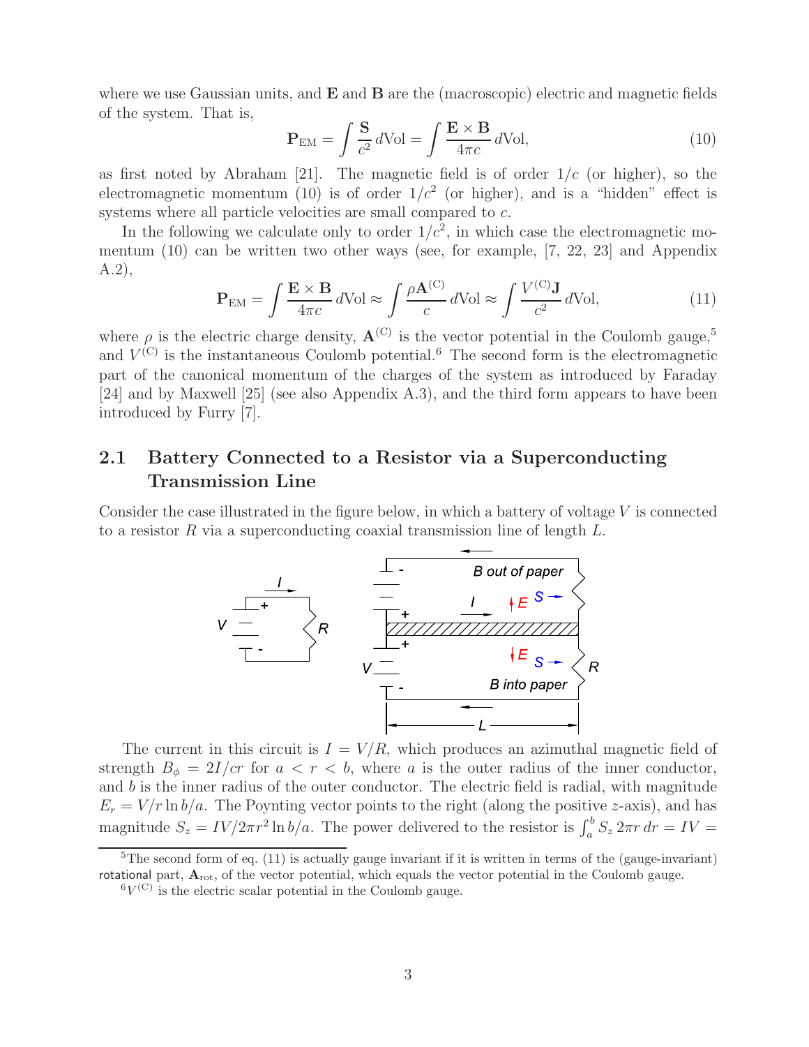where we use Gaussian units, and $\mathbf{E}$ and $\mathbf{B}$ are the (macroscopic) electric and magnetic fields of the system. That is,

$$\mathbf{P}_{\rm EM} = \int \frac{\mathbf{S}}{c^2}\, d\text{Vol} = \int \frac{\mathbf{E}\times\mathbf{B}}{4\pi c}\, d\text{Vol}, \tag{10}$$

as first noted by Abraham [21]. The magnetic field is of order $1/c$ (or higher), so the electromagnetic momentum (10) is of order $1/c^2$ (or higher), and is a "hidden" effect is systems where all particle velocities are small compared to $c$.

In the following we calculate only to order $1/c^2$, in which case the electromagnetic momentum (10) can be written two other ways (see, for example, [7, 22, 23] and Appendix A.2),

$$\mathbf{P}_{\rm EM} = \int \frac{\mathbf{E}\times\mathbf{B}}{4\pi c}\, d\text{Vol} \approx \int \frac{\rho \mathbf{A}^{(\rm C)}}{c}\, d\text{Vol} \approx \int \frac{V^{(\rm C)}\mathbf{J}}{c^2}\, d\text{Vol}, \tag{11}$$

where $\rho$ is the electric charge density, $\mathbf{A}^{(\rm C)}$ is the vector potential in the Coulomb gauge,[5] and $V^{(\rm C)}$ is the instantaneous Coulomb potential.[6] The second form is the electromagnetic part of the canonical momentum of the charges of the system as introduced by Faraday [24] and by Maxwell [25] (see also Appendix A.3), and the third form appears to have been introduced by Furry [7].

## 2.1 Battery Connected to a Resistor via a Superconducting Transmission Line

Consider the case illustrated in the figure below, in which a battery of voltage $V$ is connected to a resistor $R$ via a superconducting coaxial transmission line of length $L$.

The current in this circuit is $I = V/R$, which produces an azimuthal magnetic field of strength $B_\phi = 2I/cr$ for $a < r < b$, where $a$ is the outer radius of the inner conductor, and $b$ is the inner radius of the outer conductor. The electric field is radial, with magnitude $E_r = V/r\ln b/a$. The Poynting vector points to the right (along the positive $z$-axis), and has magnitude $S_z = IV/2\pi r^2 \ln b/a$. The power delivered to the resistor is $\int_a^b S_z\, 2\pi r\, dr = IV =$

[5] The second form of eq. (11) is actually gauge invariant if it is written in terms of the (gauge-invariant) rotational part, $\mathbf{A}_{\rm rot}$, of the vector potential, which equals the vector potential in the Coulomb gauge.

[6] $V^{(\rm C)}$ is the electric scalar potential in the Coulomb gauge.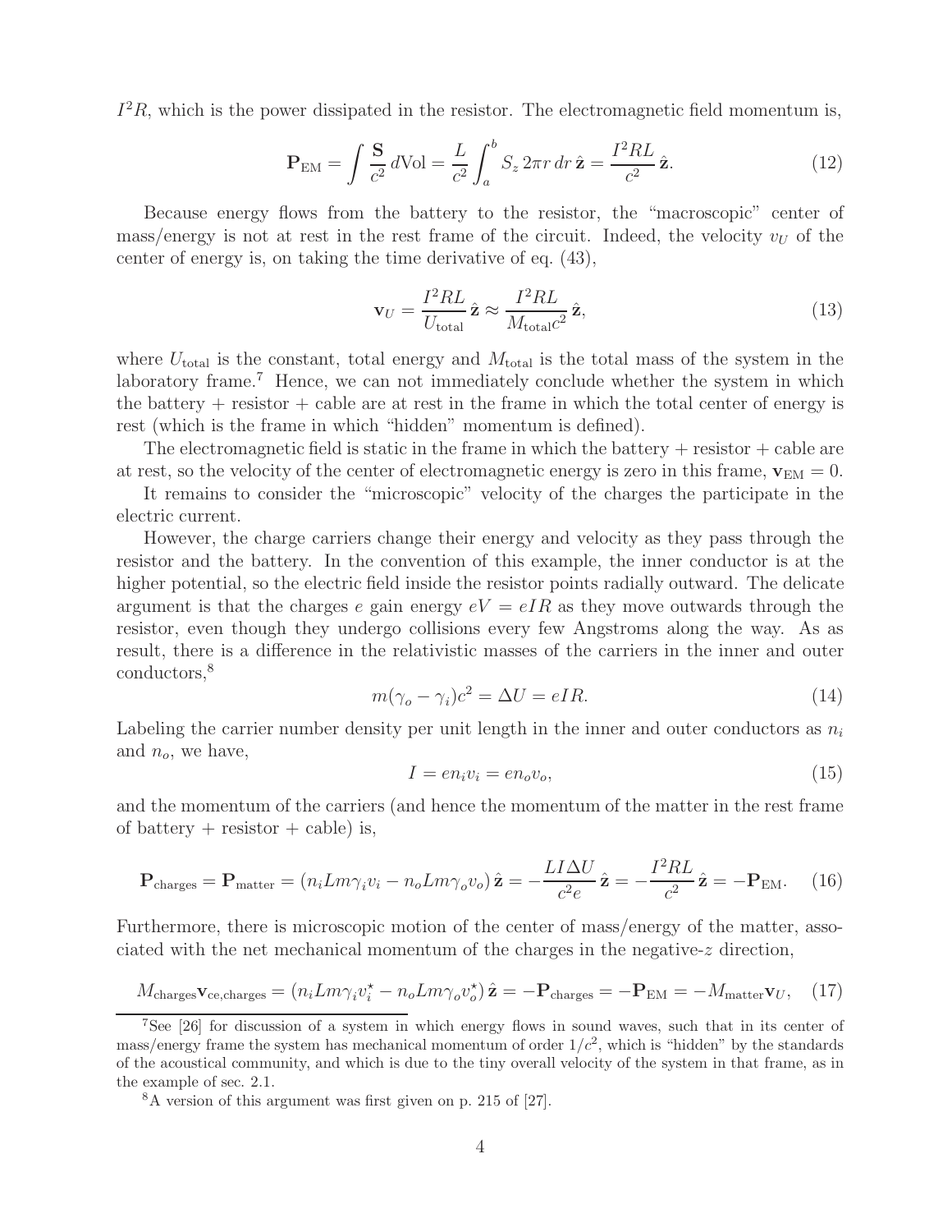$I^2R$, which is the power dissipated in the resistor. The electromagnetic field momentum is,

$$\mathbf{P}_{\rm EM} = \int \frac{\mathbf{S}}{c^2}\, d{\rm Vol} = \frac{L}{c^2}\int_a^b S_z\, 2\pi r\, dr\, \hat{\mathbf{z}} = \frac{I^2RL}{c^2}\,\hat{\mathbf{z}}. \tag{12}$$

Because energy flows from the battery to the resistor, the "macroscopic" center of mass/energy is not at rest in the rest frame of the circuit. Indeed, the velocity $v_U$ of the center of energy is, on taking the time derivative of eq. (43),

$$\mathbf{v}_U = \frac{I^2RL}{U_{\rm total}}\,\hat{\mathbf{z}} \approx \frac{I^2RL}{M_{\rm total}c^2}\,\hat{\mathbf{z}}, \tag{13}$$

where $U_{\rm total}$ is the constant, total energy and $M_{\rm total}$ is the total mass of the system in the laboratory frame.[7] Hence, we can not immediately conclude whether the system in which the battery + resistor + cable are at rest in the frame in which the total center of energy is rest (which is the frame in which "hidden" momentum is defined).

The electromagnetic field is static in the frame in which the battery + resistor + cable are at rest, so the velocity of the center of electromagnetic energy is zero in this frame, $\mathbf{v}_{\rm EM} = 0$.

It remains to consider the "microscopic" velocity of the charges the participate in the electric current.

However, the charge carriers change their energy and velocity as they pass through the resistor and the battery. In the convention of this example, the inner conductor is at the higher potential, so the electric field inside the resistor points radially outward. The delicate argument is that the charges $e$ gain energy $eV = eIR$ as they move outwards through the resistor, even though they undergo collisions every few Angstroms along the way. As as result, there is a difference in the relativistic masses of the carriers in the inner and outer conductors,[8]

$$m(\gamma_o - \gamma_i)c^2 = \Delta U = eIR. \tag{14}$$

Labeling the carrier number density per unit length in the inner and outer conductors as $n_i$ and $n_o$, we have,

$$I = en_iv_i = en_ov_o, \tag{15}$$

and the momentum of the carriers (and hence the momentum of the matter in the rest frame of battery + resistor + cable) is,

$$\mathbf{P}_{\rm charges} = \mathbf{P}_{\rm matter} = (n_iLm\gamma_iv_i - n_oLm\gamma_ov_o)\,\hat{\mathbf{z}} = -\frac{LI\Delta U}{c^2e}\,\hat{\mathbf{z}} = -\frac{I^2RL}{c^2}\,\hat{\mathbf{z}} = -\mathbf{P}_{\rm EM}. \tag{16}$$

Furthermore, there is microscopic motion of the center of mass/energy of the matter, associated with the net mechanical momentum of the charges in the negative-$z$ direction,

$$M_{\rm charges}\mathbf{v}_{\rm ce,charges} = (n_iLm\gamma_iv_i^\star - n_oLm\gamma_ov_o^\star)\,\hat{\mathbf{z}} = -\mathbf{P}_{\rm charges} = -\mathbf{P}_{\rm EM} = -M_{\rm matter}\mathbf{v}_U, \tag{17}$$

[7] See [26] for discussion of a system in which energy flows in sound waves, such that in its center of mass/energy frame the system has mechanical momentum of order $1/c^2$, which is "hidden" by the standards of the acoustical community, and which is due to the tiny overall velocity of the system in that frame, as in the example of sec. 2.1.

[8] A version of this argument was first given on p. 215 of [27].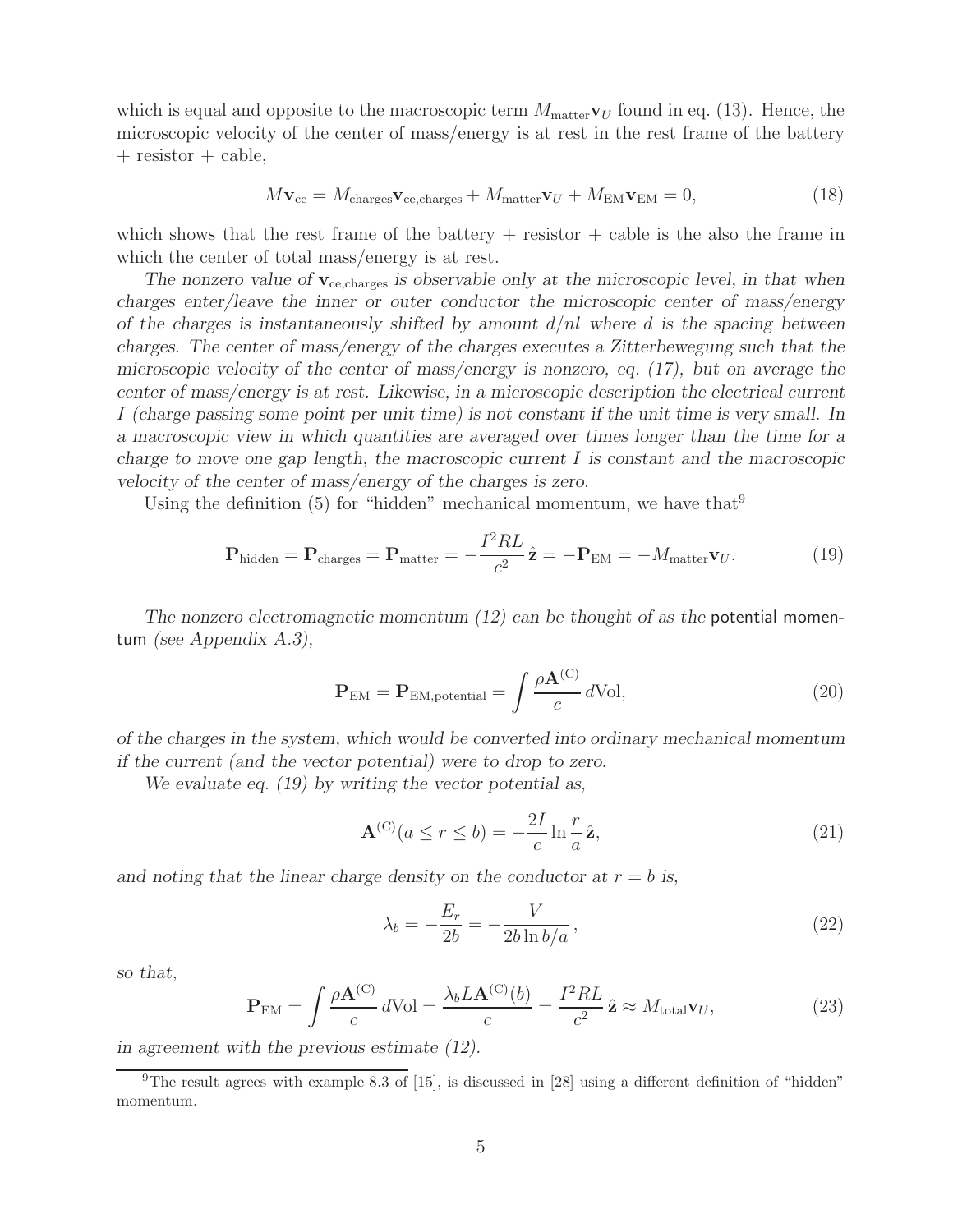which is equal and opposite to the macroscopic term $M_{\rm matter}\mathbf{v}_U$ found in eq. (13). Hence, the microscopic velocity of the center of mass/energy is at rest in the rest frame of the battery + resistor + cable,

$$M\mathbf{v}_{\rm ce} = M_{\rm charges}\mathbf{v}_{\rm ce,charges} + M_{\rm matter}\mathbf{v}_U + M_{\rm EM}\mathbf{v}_{\rm EM} = 0, \tag{18}$$

which shows that the rest frame of the battery + resistor + cable is the also the frame in which the center of total mass/energy is at rest.

*The nonzero value of $\mathbf{v}_{\rm ce,charges}$ is observable only at the microscopic level, in that when charges enter/leave the inner or outer conductor the microscopic center of mass/energy of the charges is instantaneously shifted by amount $d/nl$ where $d$ is the spacing between charges. The center of mass/energy of the charges executes a Zitterbewegung such that the microscopic velocity of the center of mass/energy is nonzero, eq. (17), but on average the center of mass/energy is at rest. Likewise, in a microscopic description the electrical current $I$ (charge passing some point per unit time) is not constant if the unit time is very small. In a macroscopic view in which quantities are averaged over times longer than the time for a charge to move one gap length, the macroscopic current $I$ is constant and the macroscopic velocity of the center of mass/energy of the charges is zero.*

Using the definition (5) for "hidden" mechanical momentum, we have that[9]

$$\mathbf{P}_{\rm hidden} = \mathbf{P}_{\rm charges} = \mathbf{P}_{\rm matter} = -\frac{I^2RL}{c^2}\,\hat{\mathbf{z}} = -\mathbf{P}_{\rm EM} = -M_{\rm matter}\mathbf{v}_U. \tag{19}$$

*The nonzero electromagnetic momentum (12) can be thought of as the* potential momentum *(see Appendix A.3),*

$$\mathbf{P}_{\rm EM} = \mathbf{P}_{\rm EM,potential} = \int \frac{\rho\mathbf{A}^{\rm (C)}}{c}\,d{\rm Vol}, \tag{20}$$

*of the charges in the system, which would be converted into ordinary mechanical momentum if the current (and the vector potential) were to drop to zero.*

*We evaluate eq. (19) by writing the vector potential as,*

$$\mathbf{A}^{\rm (C)}(a \le r \le b) = -\frac{2I}{c}\ln\frac{r}{a}\,\hat{\mathbf{z}}, \tag{21}$$

*and noting that the linear charge density on the conductor at $r = b$ is,*

$$\lambda_b = -\frac{E_r}{2b} = -\frac{V}{2b\ln b/a}\,, \tag{22}$$

*so that,*

$$\mathbf{P}_{\rm EM} = \int \frac{\rho\mathbf{A}^{\rm (C)}}{c}\,d{\rm Vol} = \frac{\lambda_b L\mathbf{A}^{\rm (C)}(b)}{c} = \frac{I^2RL}{c^2}\,\hat{\mathbf{z}} \approx M_{\rm total}\mathbf{v}_U, \tag{23}$$

*in agreement with the previous estimate (12).*

[9] The result agrees with example 8.3 of [15], is discussed in [28] using a different definition of "hidden" momentum.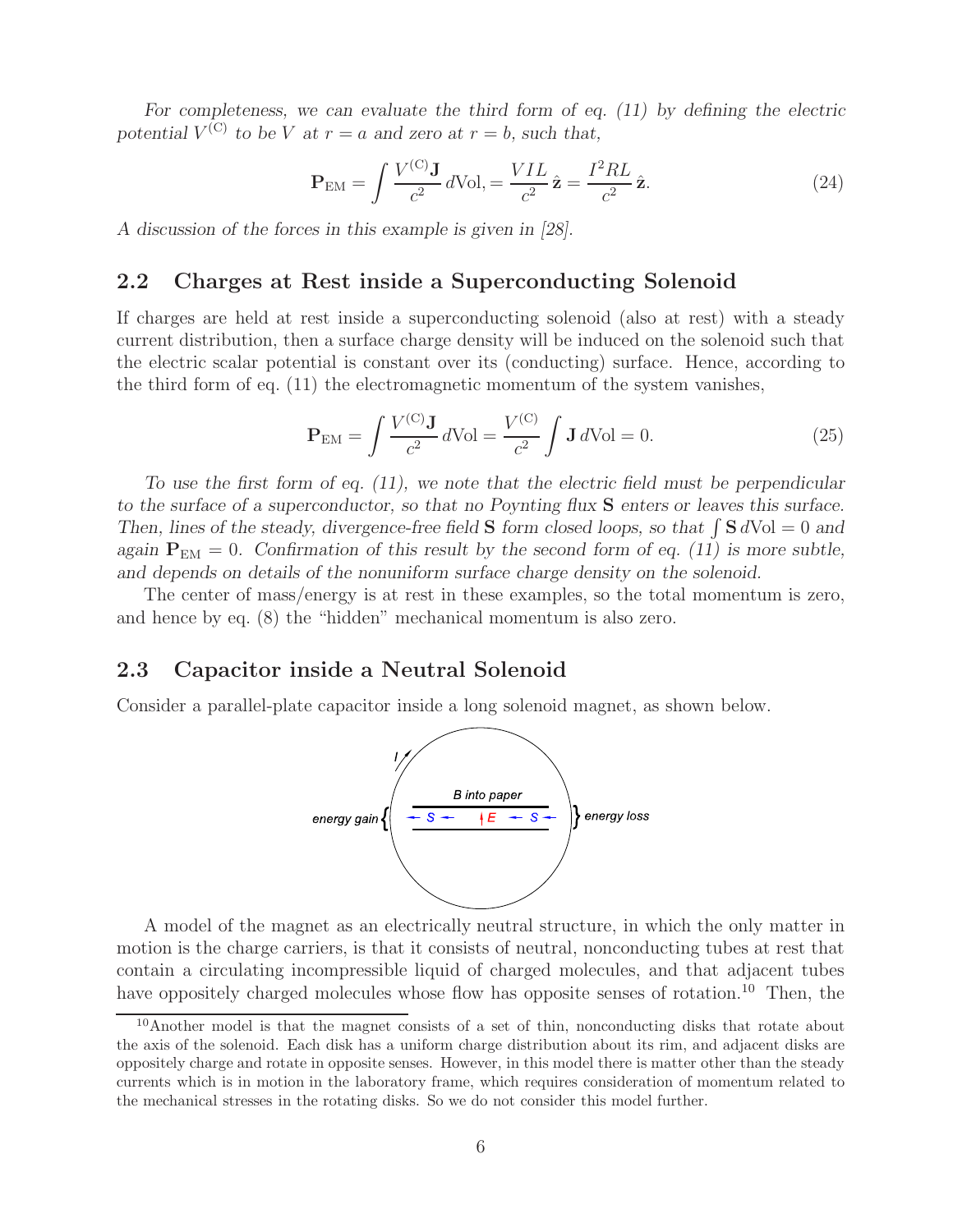*For completeness, we can evaluate the third form of eq. (11) by defining the electric potential $V^{(\mathrm{C})}$ to be $V$ at $r = a$ and zero at $r = b$, such that,*

$$\mathbf{P}_{\mathrm{EM}} = \int \frac{V^{(\mathrm{C})}\mathbf{J}}{c^2}\, d\mathrm{Vol}, = \frac{VIL}{c^2}\,\hat{\mathbf{z}} = \frac{I^2RL}{c^2}\,\hat{\mathbf{z}}. \tag{24}$$

*A discussion of the forces in this example is given in [28].*

## 2.2 Charges at Rest inside a Superconducting Solenoid

If charges are held at rest inside a superconducting solenoid (also at rest) with a steady current distribution, then a surface charge density will be induced on the solenoid such that the electric scalar potential is constant over its (conducting) surface. Hence, according to the third form of eq. (11) the electromagnetic momentum of the system vanishes,

$$\mathbf{P}_{\mathrm{EM}} = \int \frac{V^{(\mathrm{C})}\mathbf{J}}{c^2}\, d\mathrm{Vol} = \frac{V^{(\mathrm{C})}}{c^2} \int \mathbf{J}\, d\mathrm{Vol} = 0. \tag{25}$$

*To use the first form of eq. (11), we note that the electric field must be perpendicular to the surface of a superconductor, so that no Poynting flux* $\mathbf{S}$ *enters or leaves this surface. Then, lines of the steady, divergence-free field* $\mathbf{S}$ *form closed loops, so that* $\int \mathbf{S}\, d\mathrm{Vol} = 0$ *and again* $\mathbf{P}_{\mathrm{EM}} = 0$. *Confirmation of this result by the second form of eq. (11) is more subtle, and depends on details of the nonuniform surface charge density on the solenoid.*

The center of mass/energy is at rest in these examples, so the total momentum is zero, and hence by eq. (8) the "hidden" mechanical momentum is also zero.

## 2.3 Capacitor inside a Neutral Solenoid

Consider a parallel-plate capacitor inside a long solenoid magnet, as shown below.

A model of the magnet as an electrically neutral structure, in which the only matter in motion is the charge carriers, is that it consists of neutral, nonconducting tubes at rest that contain a circulating incompressible liquid of charged molecules, and that adjacent tubes have oppositely charged molecules whose flow has opposite senses of rotation.[10] Then, the

[10] Another model is that the magnet consists of a set of thin, nonconducting disks that rotate about the axis of the solenoid. Each disk has a uniform charge distribution about its rim, and adjacent disks are oppositely charge and rotate in opposite senses. However, in this model there is matter other than the steady currents which is in motion in the laboratory frame, which requires consideration of momentum related to the mechanical stresses in the rotating disks. So we do not consider this model further.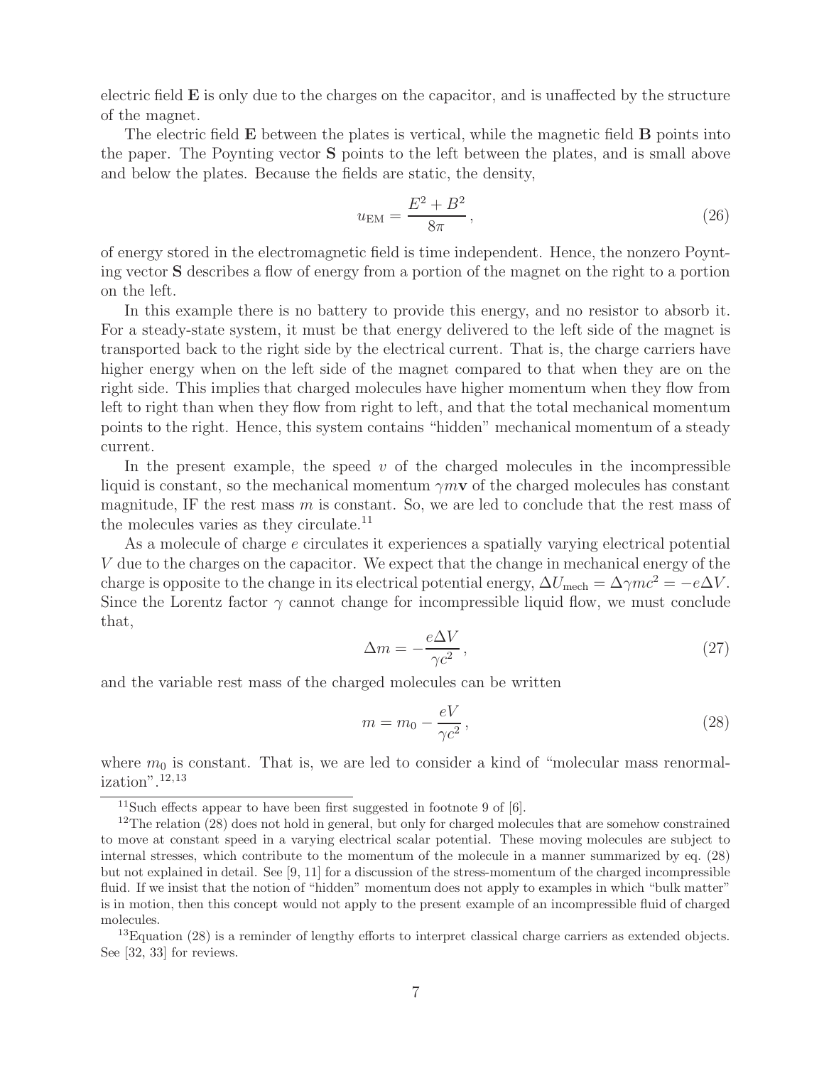electric field $\mathbf{E}$ is only due to the charges on the capacitor, and is unaffected by the structure of the magnet.

The electric field $\mathbf{E}$ between the plates is vertical, while the magnetic field $\mathbf{B}$ points into the paper. The Poynting vector $\mathbf{S}$ points to the left between the plates, and is small above and below the plates. Because the fields are static, the density,

$$u_{\rm EM} = \frac{E^2 + B^2}{8\pi}, \tag{26}$$

of energy stored in the electromagnetic field is time independent. Hence, the nonzero Poynting vector $\mathbf{S}$ describes a flow of energy from a portion of the magnet on the right to a portion on the left.

In this example there is no battery to provide this energy, and no resistor to absorb it. For a steady-state system, it must be that energy delivered to the left side of the magnet is transported back to the right side by the electrical current. That is, the charge carriers have higher energy when on the left side of the magnet compared to that when they are on the right side. This implies that charged molecules have higher momentum when they flow from left to right than when they flow from right to left, and that the total mechanical momentum points to the right. Hence, this system contains "hidden" mechanical momentum of a steady current.

In the present example, the speed $v$ of the charged molecules in the incompressible liquid is constant, so the mechanical momentum $\gamma m \mathbf{v}$ of the charged molecules has constant magnitude, IF the rest mass $m$ is constant. So, we are led to conclude that the rest mass of the molecules varies as they circulate.[11]

As a molecule of charge $e$ circulates it experiences a spatially varying electrical potential $V$ due to the charges on the capacitor. We expect that the change in mechanical energy of the charge is opposite to the change in its electrical potential energy, $\Delta U_{\rm mech} = \Delta\gamma mc^2 = -e\Delta V$. Since the Lorentz factor $\gamma$ cannot change for incompressible liquid flow, we must conclude that,

$$\Delta m = -\frac{e\Delta V}{\gamma c^2}, \tag{27}$$

and the variable rest mass of the charged molecules can be written

$$m = m_0 - \frac{eV}{\gamma c^2}, \tag{28}$$

where $m_0$ is constant. That is, we are led to consider a kind of "molecular mass renormalization".[12,13]

[11] Such effects appear to have been first suggested in footnote 9 of [6].

[12] The relation (28) does not hold in general, but only for charged molecules that are somehow constrained to move at constant speed in a varying electrical scalar potential. These moving molecules are subject to internal stresses, which contribute to the momentum of the molecule in a manner summarized by eq. (28) but not explained in detail. See [9, 11] for a discussion of the stress-momentum of the charged incompressible fluid. If we insist that the notion of "hidden" momentum does not apply to examples in which "bulk matter" is in motion, then this concept would not apply to the present example of an incompressible fluid of charged molecules.

[13] Equation (28) is a reminder of lengthy efforts to interpret classical charge carriers as extended objects. See [32, 33] for reviews.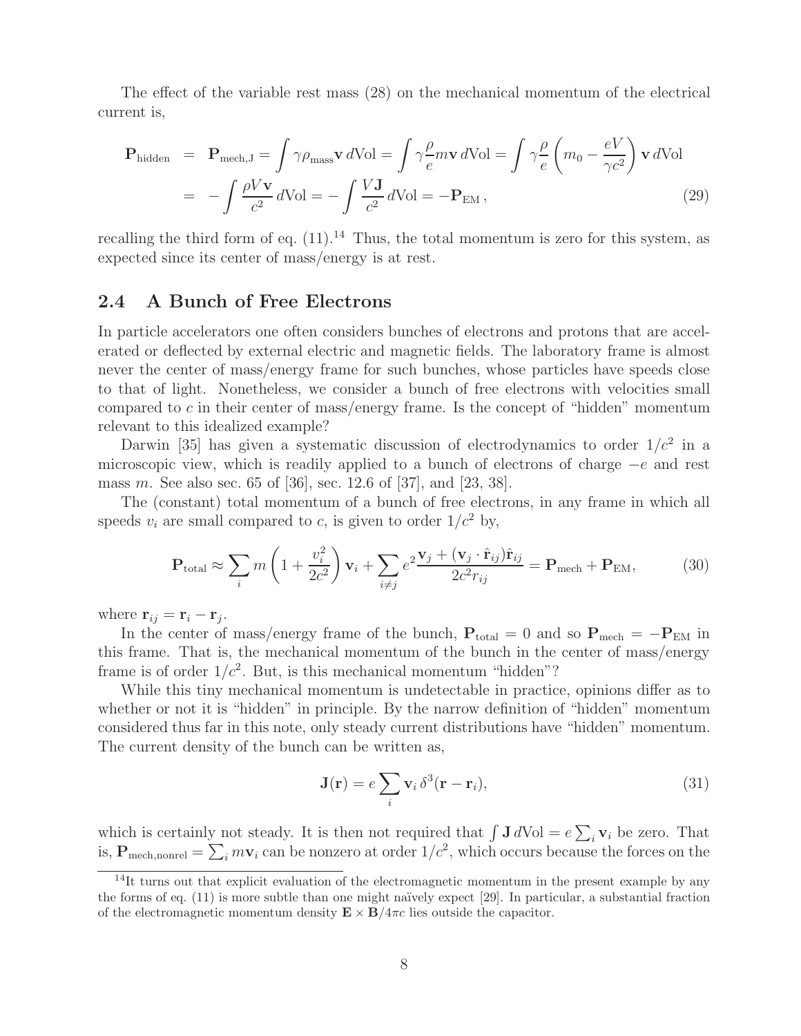The effect of the variable rest mass (28) on the mechanical momentum of the electrical current is,

$$
\begin{aligned}
\mathbf{P}_{\text{hidden}} &= \mathbf{P}_{\text{mech,J}} = \int \gamma \rho_{\text{mass}} \mathbf{v}\, d\text{Vol} = \int \gamma \frac{\rho}{e} m \mathbf{v}\, d\text{Vol} = \int \gamma \frac{\rho}{e} \left( m_0 - \frac{eV}{\gamma c^2} \right) \mathbf{v}\, d\text{Vol} \\
&= -\int \frac{\rho V \mathbf{v}}{c^2}\, d\text{Vol} = -\int \frac{V \mathbf{J}}{c^2}\, d\text{Vol} = -\mathbf{P}_{\text{EM}}\,, \qquad (29)
\end{aligned}
$$

recalling the third form of eq. (11).[14] Thus, the total momentum is zero for this system, as expected since its center of mass/energy is at rest.

## 2.4 A Bunch of Free Electrons

In particle accelerators one often considers bunches of electrons and protons that are accelerated or deflected by external electric and magnetic fields. The laboratory frame is almost never the center of mass/energy frame for such bunches, whose particles have speeds close to that of light. Nonetheless, we consider a bunch of free electrons with velocities small compared to $c$ in their center of mass/energy frame. Is the concept of "hidden" momentum relevant to this idealized example?

Darwin [35] has given a systematic discussion of electrodynamics to order $1/c^2$ in a microscopic view, which is readily applied to a bunch of electrons of charge $-e$ and rest mass $m$. See also sec. 65 of [36], sec. 12.6 of [37], and [23, 38].

The (constant) total momentum of a bunch of free electrons, in any frame in which all speeds $v_i$ are small compared to $c$, is given to order $1/c^2$ by,

$$
\mathbf{P}_{\text{total}} \approx \sum_i m \left( 1 + \frac{v_i^2}{2c^2} \right) \mathbf{v}_i + \sum_{i \neq j} e^2 \frac{\mathbf{v}_j + (\mathbf{v}_j \cdot \hat{\mathbf{r}}_{ij}) \hat{\mathbf{r}}_{ij}}{2c^2 r_{ij}} = \mathbf{P}_{\text{mech}} + \mathbf{P}_{\text{EM}}, \qquad (30)
$$

where $\mathbf{r}_{ij} = \mathbf{r}_i - \mathbf{r}_j$.

In the center of mass/energy frame of the bunch, $\mathbf{P}_{\text{total}} = 0$ and so $\mathbf{P}_{\text{mech}} = -\mathbf{P}_{\text{EM}}$ in this frame. That is, the mechanical momentum of the bunch in the center of mass/energy frame is of order $1/c^2$. But, is this mechanical momentum "hidden"?

While this tiny mechanical momentum is undetectable in practice, opinions differ as to whether or not it is "hidden" in principle. By the narrow definition of "hidden" momentum considered thus far in this note, only steady current distributions have "hidden" momentum. The current density of the bunch can be written as,

$$
\mathbf{J}(\mathbf{r}) = e \sum_i \mathbf{v}_i\, \delta^3(\mathbf{r} - \mathbf{r}_i), \qquad (31)
$$

which is certainly not steady. It is then not required that $\int \mathbf{J}\, d\text{Vol} = e \sum_i \mathbf{v}_i$ be zero. That is, $\mathbf{P}_{\text{mech,nonrel}} = \sum_i m \mathbf{v}_i$ can be nonzero at order $1/c^2$, which occurs because the forces on the

[14] It turns out that explicit evaluation of the electromagnetic momentum in the present example by any the forms of eq. (11) is more subtle than one might naïvely expect [29]. In particular, a substantial fraction of the electromagnetic momentum density $\mathbf{E} \times \mathbf{B}/4\pi c$ lies outside the capacitor.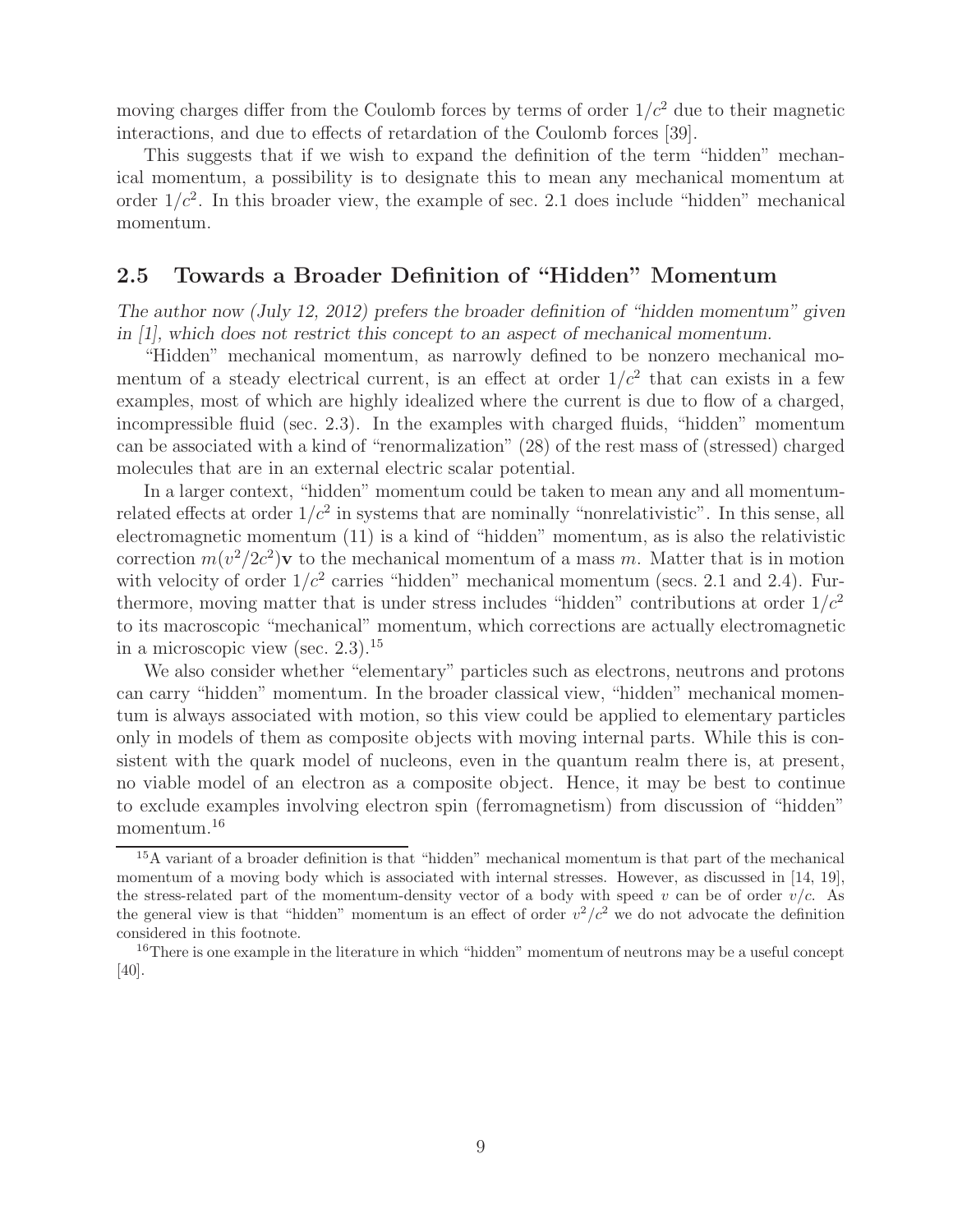moving charges differ from the Coulomb forces by terms of order $1/c^2$ due to their magnetic interactions, and due to effects of retardation of the Coulomb forces [39].

This suggests that if we wish to expand the definition of the term "hidden" mechanical momentum, a possibility is to designate this to mean any mechanical momentum at order $1/c^2$. In this broader view, the example of sec. 2.1 does include "hidden" mechanical momentum.

## 2.5 Towards a Broader Definition of "Hidden" Momentum

*The author now (July 12, 2012) prefers the broader definition of "hidden momentum" given in [1], which does not restrict this concept to an aspect of mechanical momentum.*

"Hidden" mechanical momentum, as narrowly defined to be nonzero mechanical momentum of a steady electrical current, is an effect at order $1/c^2$ that can exists in a few examples, most of which are highly idealized where the current is due to flow of a charged, incompressible fluid (sec. 2.3). In the examples with charged fluids, "hidden" momentum can be associated with a kind of "renormalization" (28) of the rest mass of (stressed) charged molecules that are in an external electric scalar potential.

In a larger context, "hidden" momentum could be taken to mean any and all momentum-related effects at order $1/c^2$ in systems that are nominally "nonrelativistic". In this sense, all electromagnetic momentum (11) is a kind of "hidden" momentum, as is also the relativistic correction $m(v^2/2c^2)\mathbf{v}$ to the mechanical momentum of a mass $m$. Matter that is in motion with velocity of order $1/c^2$ carries "hidden" mechanical momentum (secs. 2.1 and 2.4). Furthermore, moving matter that is under stress includes "hidden" contributions at order $1/c^2$ to its macroscopic "mechanical" momentum, which corrections are actually electromagnetic in a microscopic view (sec. 2.3).[15]

We also consider whether "elementary" particles such as electrons, neutrons and protons can carry "hidden" momentum. In the broader classical view, "hidden" mechanical momentum is always associated with motion, so this view could be applied to elementary particles only in models of them as composite objects with moving internal parts. While this is consistent with the quark model of nucleons, even in the quantum realm there is, at present, no viable model of an electron as a composite object. Hence, it may be best to continue to exclude examples involving electron spin (ferromagnetism) from discussion of "hidden" momentum.[16]

---

[15] A variant of a broader definition is that "hidden" mechanical momentum is that part of the mechanical momentum of a moving body which is associated with internal stresses. However, as discussed in [14, 19], the stress-related part of the momentum-density vector of a body with speed $v$ can be of order $v/c$. As the general view is that "hidden" momentum is an effect of order $v^2/c^2$ we do not advocate the definition considered in this footnote.

[16] There is one example in the literature in which "hidden" momentum of neutrons may be a useful concept [40].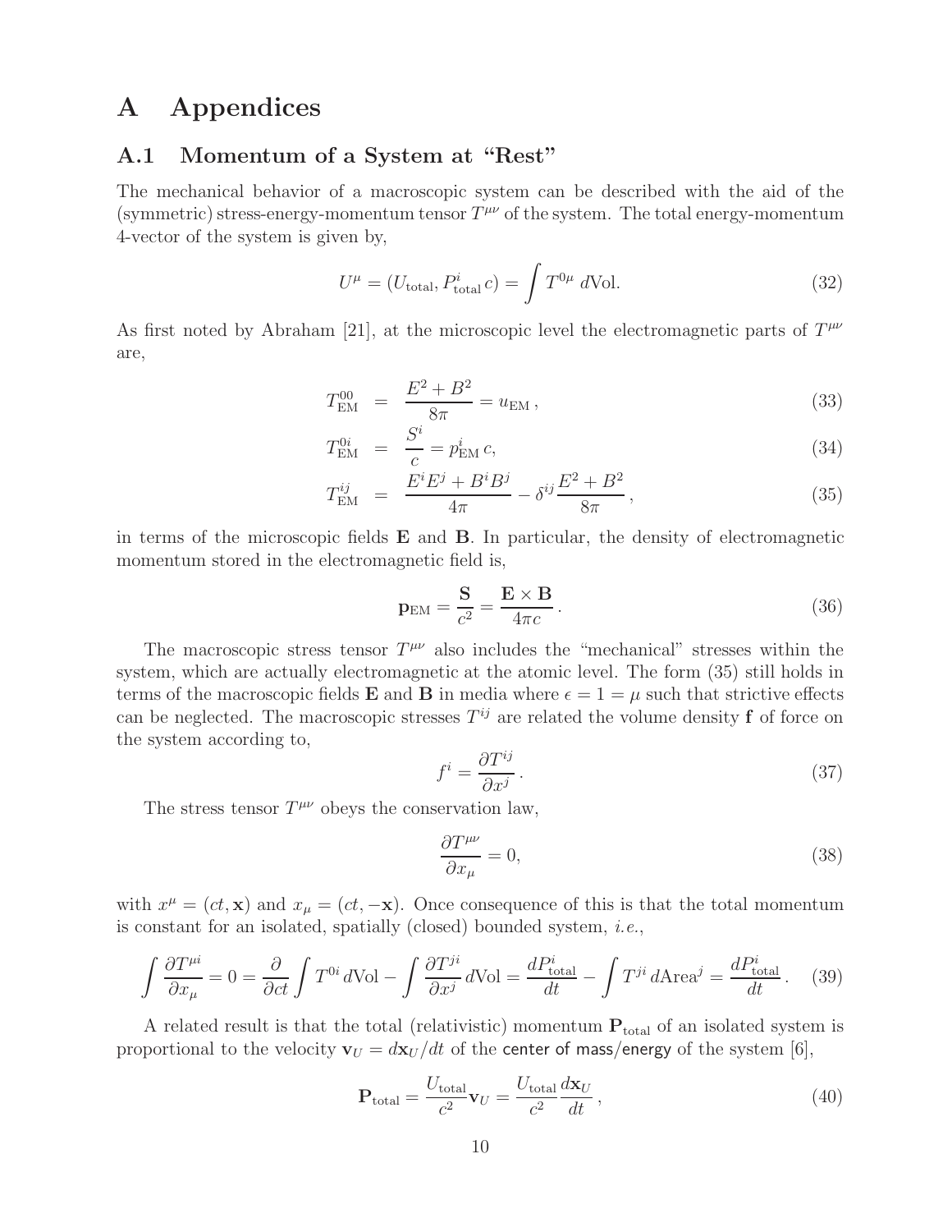# A Appendices

## A.1 Momentum of a System at "Rest"

The mechanical behavior of a macroscopic system can be described with the aid of the (symmetric) stress-energy-momentum tensor $T^{\mu\nu}$ of the system. The total energy-momentum 4-vector of the system is given by,

$$U^\mu = (U_{\rm total}, P^i_{\rm total}\, c) = \int T^{0\mu}\, d{\rm Vol}. \tag{32}$$

As first noted by Abraham [21], at the microscopic level the electromagnetic parts of $T^{\mu\nu}$ are,

$$T^{00}_{\rm EM} = \frac{E^2 + B^2}{8\pi} = u_{\rm EM}\,, \tag{33}$$

$$T^{0i}_{\rm EM} = \frac{S^i}{c} = p^i_{\rm EM}\, c, \tag{34}$$

$$T^{ij}_{\rm EM} = \frac{E^i E^j + B^i B^j}{4\pi} - \delta^{ij}\frac{E^2 + B^2}{8\pi}\,, \tag{35}$$

in terms of the microscopic fields $\mathbf{E}$ and $\mathbf{B}$. In particular, the density of electromagnetic momentum stored in the electromagnetic field is,

$$\mathbf{p}_{\rm EM} = \frac{\mathbf{S}}{c^2} = \frac{\mathbf{E} \times \mathbf{B}}{4\pi c}\,. \tag{36}$$

The macroscopic stress tensor $T^{\mu\nu}$ also includes the "mechanical" stresses within the system, which are actually electromagnetic at the atomic level. The form (35) still holds in terms of the macroscopic fields $\mathbf{E}$ and $\mathbf{B}$ in media where $\epsilon = 1 = \mu$ such that strictive effects can be neglected. The macroscopic stresses $T^{ij}$ are related the volume density $\mathbf{f}$ of force on the system according to,

$$f^i = \frac{\partial T^{ij}}{\partial x^j}\,. \tag{37}$$

The stress tensor $T^{\mu\nu}$ obeys the conservation law,

$$\frac{\partial T^{\mu\nu}}{\partial x_\mu} = 0, \tag{38}$$

with $x^\mu = (ct, \mathbf{x})$ and $x_\mu = (ct, -\mathbf{x})$. Once consequence of this is that the total momentum is constant for an isolated, spatially (closed) bounded system, *i.e.*,

$$\int \frac{\partial T^{\mu i}}{\partial x_\mu} = 0 = \frac{\partial}{\partial ct}\int T^{0i}\, d{\rm Vol} - \int \frac{\partial T^{ji}}{\partial x^j}\, d{\rm Vol} = \frac{dP^i_{\rm total}}{dt} - \int T^{ji}\, d{\rm Area}^j = \frac{dP^i_{\rm total}}{dt}\,. \tag{39}$$

A related result is that the total (relativistic) momentum $\mathbf{P}_{\rm total}$ of an isolated system is proportional to the velocity $\mathbf{v}_U = d\mathbf{x}_U/dt$ of the center of mass/energy of the system [6],

$$\mathbf{P}_{\rm total} = \frac{U_{\rm total}}{c^2}\mathbf{v}_U = \frac{U_{\rm total}}{c^2}\frac{d\mathbf{x}_U}{dt}\,, \tag{40}$$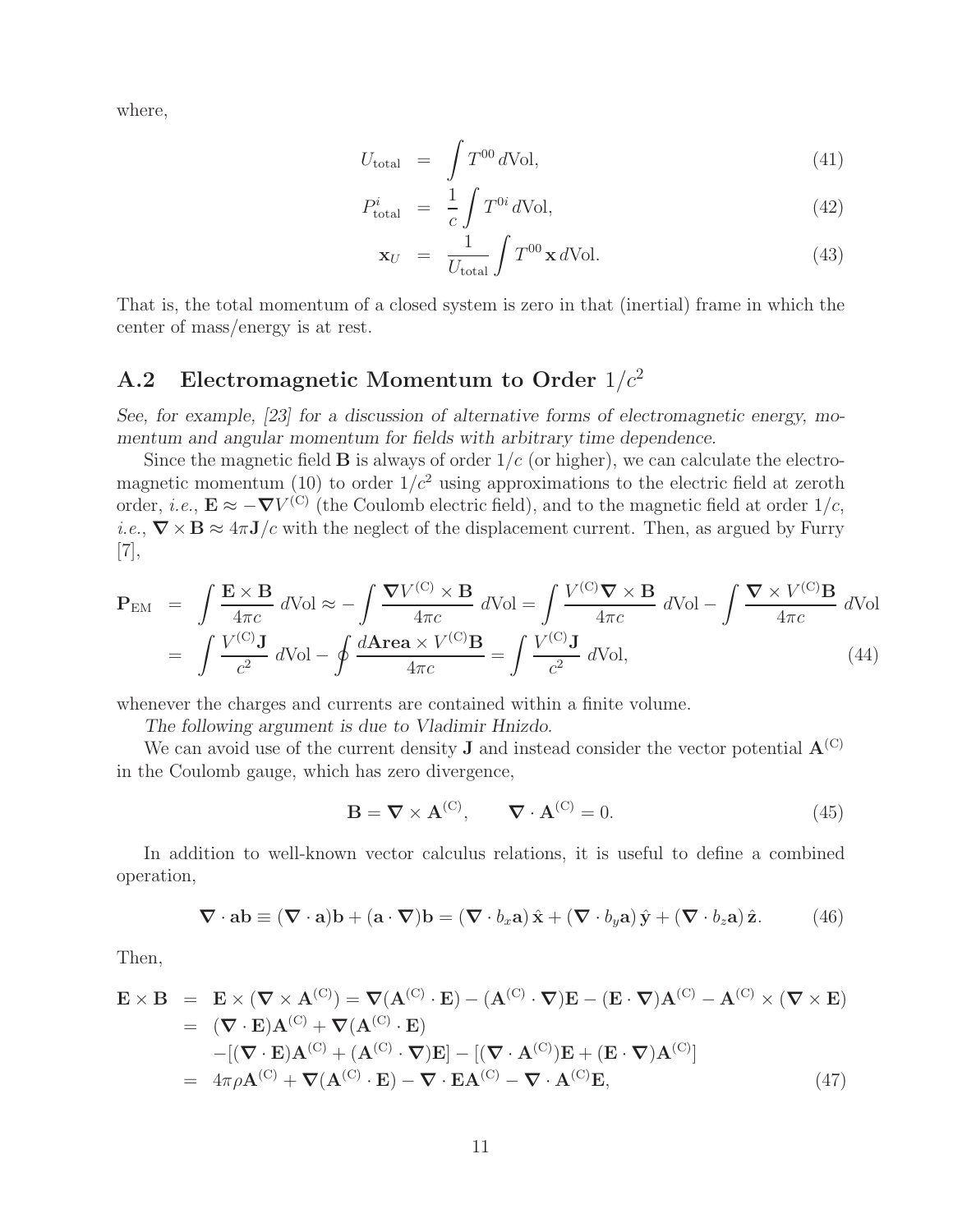where,

$$U_{\rm total} = \int T^{00}\, d\text{Vol}, \tag{41}$$

$$P^i_{\rm total} = \frac{1}{c}\int T^{0i}\, d\text{Vol}, \tag{42}$$

$$\mathbf{x}_U = \frac{1}{U_{\rm total}}\int T^{00}\,\mathbf{x}\, d\text{Vol}. \tag{43}$$

That is, the total momentum of a closed system is zero in that (inertial) frame in which the center of mass/energy is at rest.

## A.2 Electromagnetic Momentum to Order $1/c^2$

*See, for example, [23] for a discussion of alternative forms of electromagnetic energy, momentum and angular momentum for fields with arbitrary time dependence.*

Since the magnetic field $\mathbf{B}$ is always of order $1/c$ (or higher), we can calculate the electromagnetic momentum (10) to order $1/c^2$ using approximations to the electric field at zeroth order, *i.e.*, $\mathbf{E} \approx -\boldsymbol{\nabla} V^{(\rm C)}$ (the Coulomb electric field), and to the magnetic field at order $1/c$, *i.e.*, $\boldsymbol{\nabla}\times\mathbf{B} \approx 4\pi\mathbf{J}/c$ with the neglect of the displacement current. Then, as argued by Furry [7],

$$\begin{aligned}
\mathbf{P}_{\rm EM} &= \int \frac{\mathbf{E}\times\mathbf{B}}{4\pi c}\, d\text{Vol} \approx -\int \frac{\boldsymbol{\nabla} V^{(\rm C)}\times\mathbf{B}}{4\pi c}\, d\text{Vol} = \int \frac{V^{(\rm C)}\boldsymbol{\nabla}\times\mathbf{B}}{4\pi c}\, d\text{Vol} - \int \frac{\boldsymbol{\nabla}\times V^{(\rm C)}\mathbf{B}}{4\pi c}\, d\text{Vol} \\
&= \int \frac{V^{(\rm C)}\mathbf{J}}{c^2}\, d\text{Vol} - \oint \frac{d\mathbf{Area}\times V^{(\rm C)}\mathbf{B}}{4\pi c} = \int \frac{V^{(\rm C)}\mathbf{J}}{c^2}\, d\text{Vol},
\end{aligned} \tag{44}$$

whenever the charges and currents are contained within a finite volume.

*The following argument is due to Vladimir Hnizdo.*

We can avoid use of the current density $\mathbf{J}$ and instead consider the vector potential $\mathbf{A}^{(\rm C)}$ in the Coulomb gauge, which has zero divergence,

$$\mathbf{B} = \boldsymbol{\nabla}\times\mathbf{A}^{(\rm C)}, \qquad \boldsymbol{\nabla}\cdot\mathbf{A}^{(\rm C)} = 0. \tag{45}$$

In addition to well-known vector calculus relations, it is useful to define a combined operation,

$$\boldsymbol{\nabla}\cdot\mathbf{ab} \equiv (\boldsymbol{\nabla}\cdot\mathbf{a})\mathbf{b} + (\mathbf{a}\cdot\boldsymbol{\nabla})\mathbf{b} = (\boldsymbol{\nabla}\cdot b_x\mathbf{a})\,\hat{\mathbf{x}} + (\boldsymbol{\nabla}\cdot b_y\mathbf{a})\,\hat{\mathbf{y}} + (\boldsymbol{\nabla}\cdot b_z\mathbf{a})\,\hat{\mathbf{z}}. \tag{46}$$

Then,

$$\begin{aligned}
\mathbf{E}\times\mathbf{B} &= \mathbf{E}\times(\boldsymbol{\nabla}\times\mathbf{A}^{(\rm C)}) = \boldsymbol{\nabla}(\mathbf{A}^{(\rm C)}\cdot\mathbf{E}) - (\mathbf{A}^{(\rm C)}\cdot\boldsymbol{\nabla})\mathbf{E} - (\mathbf{E}\cdot\boldsymbol{\nabla})\mathbf{A}^{(\rm C)} - \mathbf{A}^{(\rm C)}\times(\boldsymbol{\nabla}\times\mathbf{E}) \\
&= (\boldsymbol{\nabla}\cdot\mathbf{E})\mathbf{A}^{(\rm C)} + \boldsymbol{\nabla}(\mathbf{A}^{(\rm C)}\cdot\mathbf{E}) \\
&\quad -[(\boldsymbol{\nabla}\cdot\mathbf{E})\mathbf{A}^{(\rm C)} + (\mathbf{A}^{(\rm C)}\cdot\boldsymbol{\nabla})\mathbf{E}] - [(\boldsymbol{\nabla}\cdot\mathbf{A}^{(\rm C)})\mathbf{E} + (\mathbf{E}\cdot\boldsymbol{\nabla})\mathbf{A}^{(\rm C)}] \\
&= 4\pi\rho\mathbf{A}^{(\rm C)} + \boldsymbol{\nabla}(\mathbf{A}^{(\rm C)}\cdot\mathbf{E}) - \boldsymbol{\nabla}\cdot\mathbf{E}\mathbf{A}^{(\rm C)} - \boldsymbol{\nabla}\cdot\mathbf{A}^{(\rm C)}\mathbf{E},
\end{aligned} \tag{47}$$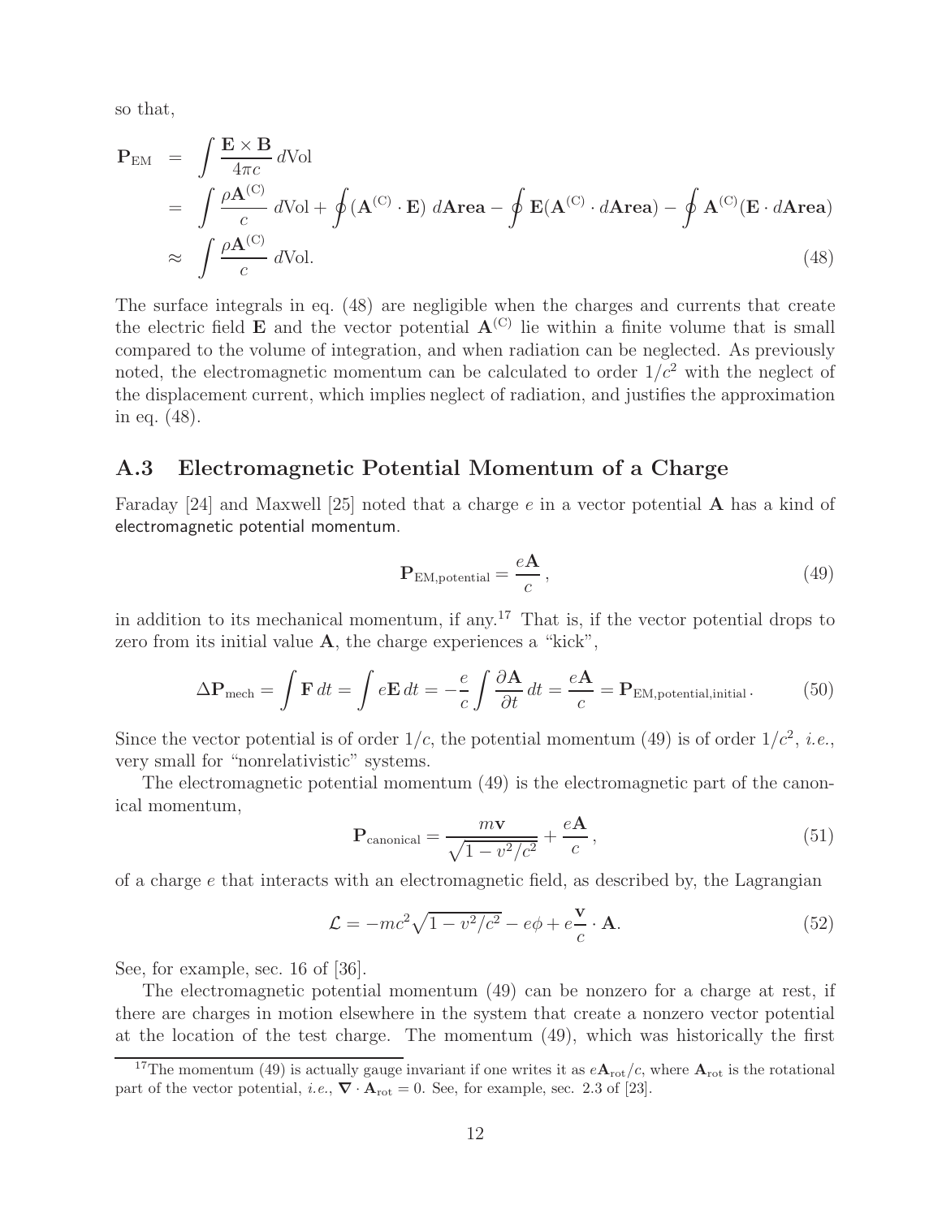so that,

$$
\begin{aligned}
\mathbf{P}_{\rm EM} &= \int \frac{\mathbf{E}\times\mathbf{B}}{4\pi c}\, d\text{Vol} \\
&= \int \frac{\rho \mathbf{A}^{(\rm C)}}{c}\, d\text{Vol} + \oint (\mathbf{A}^{(\rm C)}\cdot \mathbf{E})\, d\mathbf{Area} - \oint \mathbf{E}(\mathbf{A}^{(\rm C)}\cdot d\mathbf{Area}) - \oint \mathbf{A}^{(\rm C)}(\mathbf{E}\cdot d\mathbf{Area}) \\
&\approx \int \frac{\rho \mathbf{A}^{(\rm C)}}{c}\, d\text{Vol}.
\end{aligned} \tag{48}
$$

The surface integrals in eq. (48) are negligible when the charges and currents that create the electric field $\mathbf{E}$ and the vector potential $\mathbf{A}^{(\rm C)}$ lie within a finite volume that is small compared to the volume of integration, and when radiation can be neglected. As previously noted, the electromagnetic momentum can be calculated to order $1/c^2$ with the neglect of the displacement current, which implies neglect of radiation, and justifies the approximation in eq. (48).

## A.3 Electromagnetic Potential Momentum of a Charge

Faraday [24] and Maxwell [25] noted that a charge $e$ in a vector potential $\mathbf{A}$ has a kind of electromagnetic potential momentum.

$$
\mathbf{P}_{\rm EM,potential} = \frac{e\mathbf{A}}{c}\,, \tag{49}
$$

in addition to its mechanical momentum, if any.[17] That is, if the vector potential drops to zero from its initial value $\mathbf{A}$, the charge experiences a "kick",

$$
\Delta \mathbf{P}_{\rm mech} = \int \mathbf{F}\, dt = \int e\mathbf{E}\, dt = -\frac{e}{c}\int \frac{\partial \mathbf{A}}{\partial t}\, dt = \frac{e\mathbf{A}}{c} = \mathbf{P}_{\rm EM,potential,initial}\,. \tag{50}
$$

Since the vector potential is of order $1/c$, the potential momentum (49) is of order $1/c^2$, *i.e.*, very small for "nonrelativistic" systems.

The electromagnetic potential momentum (49) is the electromagnetic part of the canonical momentum,

$$
\mathbf{P}_{\rm canonical} = \frac{m\mathbf{v}}{\sqrt{1-v^2/c^2}} + \frac{e\mathbf{A}}{c}\,, \tag{51}
$$

of a charge $e$ that interacts with an electromagnetic field, as described by, the Lagrangian

$$
\mathcal{L} = -mc^2\sqrt{1-v^2/c^2} - e\phi + e\frac{\mathbf{v}}{c}\cdot\mathbf{A}. \tag{52}
$$

See, for example, sec. 16 of [36].

The electromagnetic potential momentum (49) can be nonzero for a charge at rest, if there are charges in motion elsewhere in the system that create a nonzero vector potential at the location of the test charge. The momentum (49), which was historically the first

[17] The momentum (49) is actually gauge invariant if one writes it as $e\mathbf{A}_{\rm rot}/c$, where $\mathbf{A}_{\rm rot}$ is the rotational part of the vector potential, *i.e.*, $\boldsymbol{\nabla}\cdot\mathbf{A}_{\rm rot} = 0$. See, for example, sec. 2.3 of [23].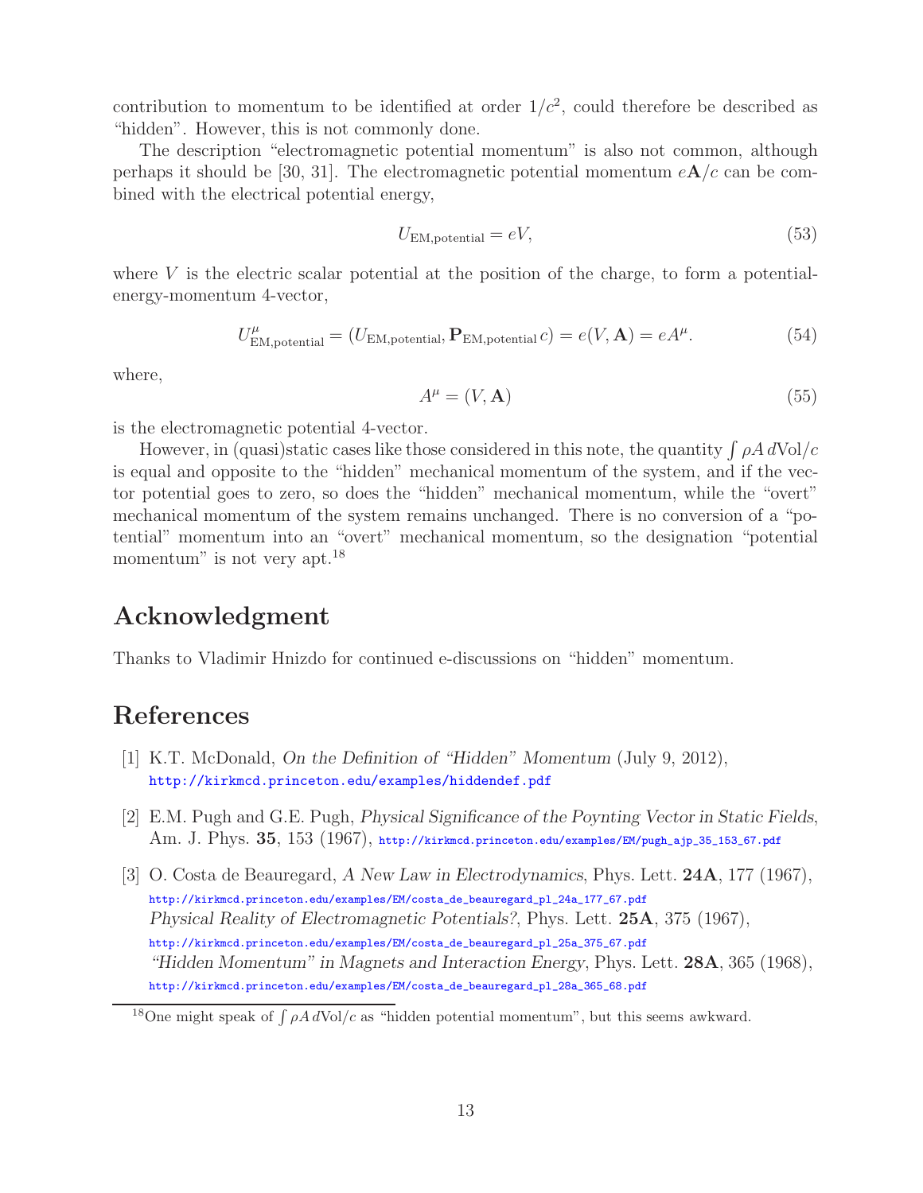contribution to momentum to be identified at order $1/c^2$, could therefore be described as "hidden". However, this is not commonly done.

The description "electromagnetic potential momentum" is also not common, although perhaps it should be [30, 31]. The electromagnetic potential momentum $e\mathbf{A}/c$ can be combined with the electrical potential energy,

$$U_{\rm EM,potential} = eV, \tag{53}$$

where $V$ is the electric scalar potential at the position of the charge, to form a potential-energy-momentum 4-vector,

$$U^{\mu}_{\rm EM,potential} = (U_{\rm EM,potential}, \mathbf{P}_{\rm EM,potential}\, c) = e(V, \mathbf{A}) = eA^{\mu}. \tag{54}$$

where,

$$A^{\mu} = (V, \mathbf{A}) \tag{55}$$

is the electromagnetic potential 4-vector.

However, in (quasi)static cases like those considered in this note, the quantity $\int \rho A\, d{\rm Vol}/c$ is equal and opposite to the "hidden" mechanical momentum of the system, and if the vector potential goes to zero, so does the "hidden" mechanical momentum, while the "overt" mechanical momentum of the system remains unchanged. There is no conversion of a "potential" momentum into an "overt" mechanical momentum, so the designation "potential momentum" is not very apt.[18]

## Acknowledgment

Thanks to Vladimir Hnizdo for continued e-discussions on "hidden" momentum.

## References

[1] K.T. McDonald, *On the Definition of "Hidden" Momentum* (July 9, 2012), http://kirkmcd.princeton.edu/examples/hiddendef.pdf

[2] E.M. Pugh and G.E. Pugh, *Physical Significance of the Poynting Vector in Static Fields*, Am. J. Phys. **35**, 153 (1967), http://kirkmcd.princeton.edu/examples/EM/pugh_ajp_35_153_67.pdf

[3] O. Costa de Beauregard, *A New Law in Electrodynamics*, Phys. Lett. **24A**, 177 (1967), http://kirkmcd.princeton.edu/examples/EM/costa_de_beauregard_pl_24a_177_67.pdf
*Physical Reality of Electromagnetic Potentials?*, Phys. Lett. **25A**, 375 (1967), http://kirkmcd.princeton.edu/examples/EM/costa_de_beauregard_pl_25a_375_67.pdf
*"Hidden Momentum" in Magnets and Interaction Energy*, Phys. Lett. **28A**, 365 (1968), http://kirkmcd.princeton.edu/examples/EM/costa_de_beauregard_pl_28a_365_68.pdf

[18] One might speak of $\int \rho A\, d{\rm Vol}/c$ as "hidden potential momentum", but this seems awkward.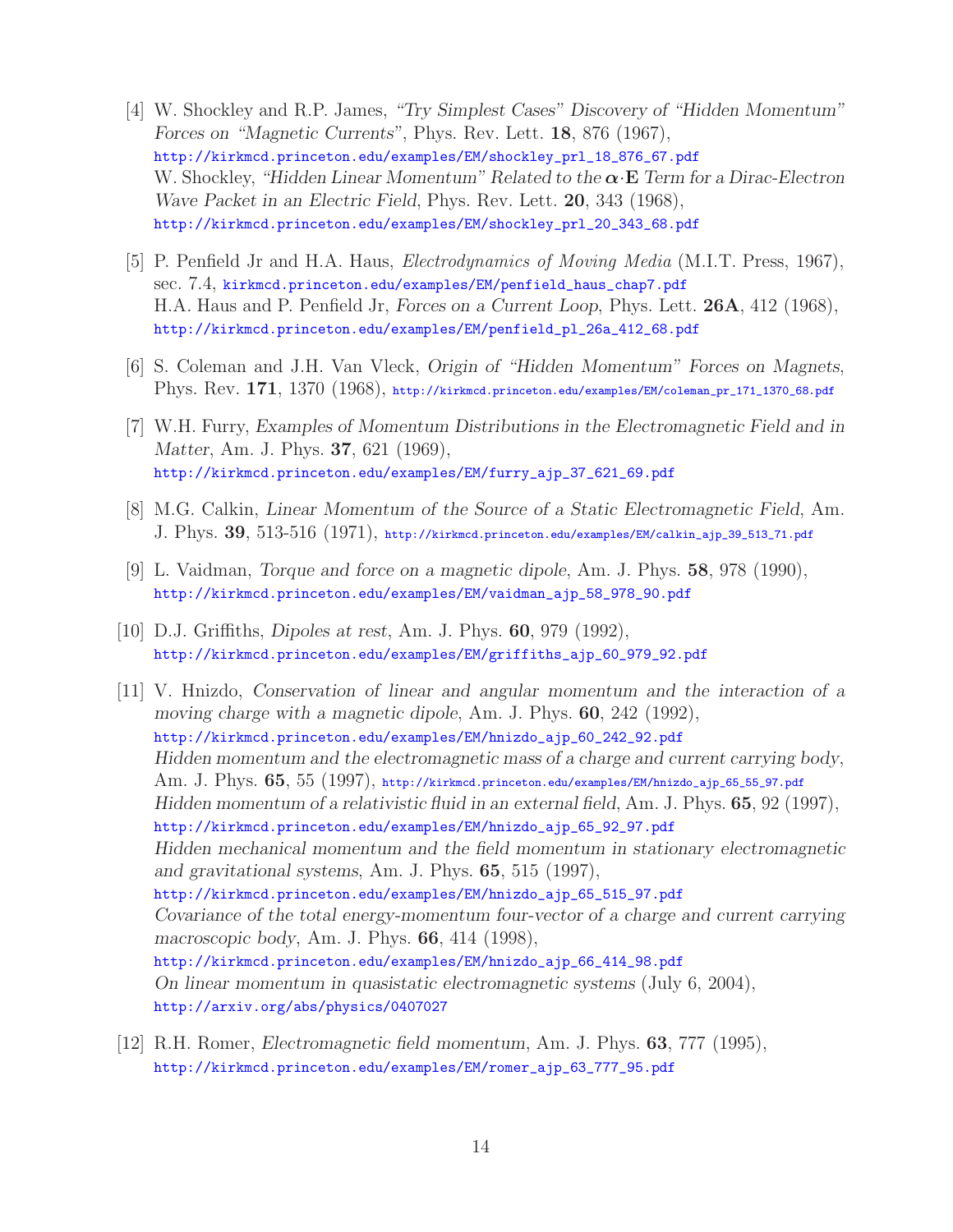[4] W. Shockley and R.P. James, *"Try Simplest Cases" Discovery of "Hidden Momentum" Forces on "Magnetic Currents"*, Phys. Rev. Lett. **18**, 876 (1967),
http://kirkmcd.princeton.edu/examples/EM/shockley_prl_18_876_67.pdf
W. Shockley, *"Hidden Linear Momentum" Related to the $\boldsymbol{\alpha}\cdot\mathbf{E}$ Term for a Dirac-Electron Wave Packet in an Electric Field*, Phys. Rev. Lett. **20**, 343 (1968),
http://kirkmcd.princeton.edu/examples/EM/shockley_prl_20_343_68.pdf

[5] P. Penfield Jr and H.A. Haus, *Electrodynamics of Moving Media* (M.I.T. Press, 1967), sec. 7.4, kirkmcd.princeton.edu/examples/EM/penfield_haus_chap7.pdf
H.A. Haus and P. Penfield Jr, *Forces on a Current Loop*, Phys. Lett. **26A**, 412 (1968),
http://kirkmcd.princeton.edu/examples/EM/penfield_pl_26a_412_68.pdf

[6] S. Coleman and J.H. Van Vleck, *Origin of "Hidden Momentum" Forces on Magnets*, Phys. Rev. **171**, 1370 (1968), http://kirkmcd.princeton.edu/examples/EM/coleman_pr_171_1370_68.pdf

[7] W.H. Furry, *Examples of Momentum Distributions in the Electromagnetic Field and in Matter*, Am. J. Phys. **37**, 621 (1969),
http://kirkmcd.princeton.edu/examples/EM/furry_ajp_37_621_69.pdf

[8] M.G. Calkin, *Linear Momentum of the Source of a Static Electromagnetic Field*, Am. J. Phys. **39**, 513-516 (1971), http://kirkmcd.princeton.edu/examples/EM/calkin_ajp_39_513_71.pdf

[9] L. Vaidman, *Torque and force on a magnetic dipole*, Am. J. Phys. **58**, 978 (1990),
http://kirkmcd.princeton.edu/examples/EM/vaidman_ajp_58_978_90.pdf

[10] D.J. Griffiths, *Dipoles at rest*, Am. J. Phys. **60**, 979 (1992),
http://kirkmcd.princeton.edu/examples/EM/griffiths_ajp_60_979_92.pdf

[11] V. Hnizdo, *Conservation of linear and angular momentum and the interaction of a moving charge with a magnetic dipole*, Am. J. Phys. **60**, 242 (1992),
http://kirkmcd.princeton.edu/examples/EM/hnizdo_ajp_60_242_92.pdf
*Hidden momentum and the electromagnetic mass of a charge and current carrying body*, Am. J. Phys. **65**, 55 (1997), http://kirkmcd.princeton.edu/examples/EM/hnizdo_ajp_65_55_97.pdf
*Hidden momentum of a relativistic fluid in an external field*, Am. J. Phys. **65**, 92 (1997),
http://kirkmcd.princeton.edu/examples/EM/hnizdo_ajp_65_92_97.pdf
*Hidden mechanical momentum and the field momentum in stationary electromagnetic and gravitational systems*, Am. J. Phys. **65**, 515 (1997),
http://kirkmcd.princeton.edu/examples/EM/hnizdo_ajp_65_515_97.pdf
*Covariance of the total energy-momentum four-vector of a charge and current carrying macroscopic body*, Am. J. Phys. **66**, 414 (1998),
http://kirkmcd.princeton.edu/examples/EM/hnizdo_ajp_66_414_98.pdf
*On linear momentum in quasistatic electromagnetic systems* (July 6, 2004),
http://arxiv.org/abs/physics/0407027

[12] R.H. Romer, *Electromagnetic field momentum*, Am. J. Phys. **63**, 777 (1995),
http://kirkmcd.princeton.edu/examples/EM/romer_ajp_63_777_95.pdf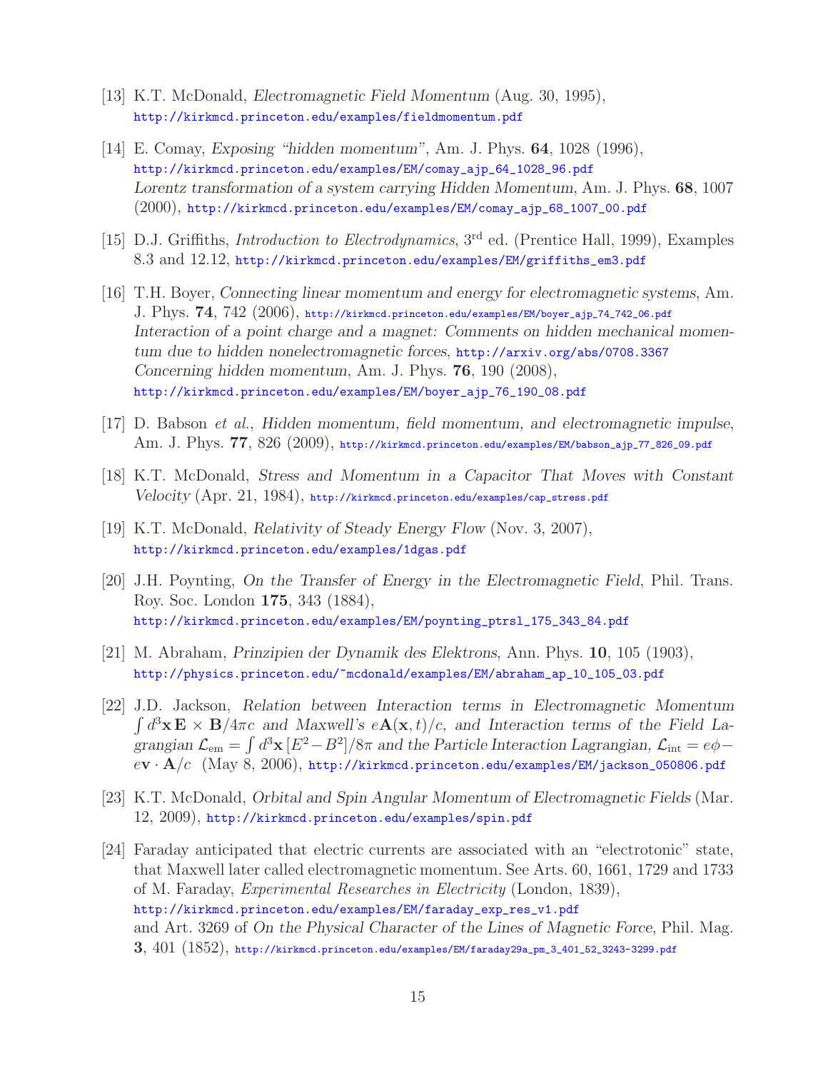[13] K.T. McDonald, *Electromagnetic Field Momentum* (Aug. 30, 1995),
http://kirkmcd.princeton.edu/examples/fieldmomentum.pdf

[14] E. Comay, *Exposing "hidden momentum"*, Am. J. Phys. **64**, 1028 (1996),
http://kirkmcd.princeton.edu/examples/EM/comay_ajp_64_1028_96.pdf
*Lorentz transformation of a system carrying Hidden Momentum*, Am. J. Phys. **68**, 1007 (2000), http://kirkmcd.princeton.edu/examples/EM/comay_ajp_68_1007_00.pdf

[15] D.J. Griffiths, *Introduction to Electrodynamics*, 3rd ed. (Prentice Hall, 1999), Examples 8.3 and 12.12, http://kirkmcd.princeton.edu/examples/EM/griffiths_em3.pdf

[16] T.H. Boyer, *Connecting linear momentum and energy for electromagnetic systems*, Am. J. Phys. **74**, 742 (2006), http://kirkmcd.princeton.edu/examples/EM/boyer_ajp_74_742_06.pdf
*Interaction of a point charge and a magnet: Comments on hidden mechanical momentum due to hidden nonelectromagnetic forces*, http://arxiv.org/abs/0708.3367
*Concerning hidden momentum*, Am. J. Phys. **76**, 190 (2008),
http://kirkmcd.princeton.edu/examples/EM/boyer_ajp_76_190_08.pdf

[17] D. Babson *et al.*, *Hidden momentum, field momentum, and electromagnetic impulse*, Am. J. Phys. **77**, 826 (2009), http://kirkmcd.princeton.edu/examples/EM/babson_ajp_77_826_09.pdf

[18] K.T. McDonald, *Stress and Momentum in a Capacitor That Moves with Constant Velocity* (Apr. 21, 1984), http://kirkmcd.princeton.edu/examples/cap_stress.pdf

[19] K.T. McDonald, *Relativity of Steady Energy Flow* (Nov. 3, 2007),
http://kirkmcd.princeton.edu/examples/1dgas.pdf

[20] J.H. Poynting, *On the Transfer of Energy in the Electromagnetic Field*, Phil. Trans. Roy. Soc. London **175**, 343 (1884),
http://kirkmcd.princeton.edu/examples/EM/poynting_ptrsl_175_343_84.pdf

[21] M. Abraham, *Prinzipien der Dynamik des Elektrons*, Ann. Phys. **10**, 105 (1903),
http://physics.princeton.edu/~mcdonald/examples/EM/abraham_ap_10_105_03.pdf

[22] J.D. Jackson, *Relation between Interaction terms in Electromagnetic Momentum* $\int d^3\mathbf{x}\,\mathbf{E}\times\mathbf{B}/4\pi c$ *and Maxwell's* $e\mathbf{A}(\mathbf{x},t)/c$*, and Interaction terms of the Field Lagrangian* $\mathcal{L}_{\rm em} = \int d^3\mathbf{x}\,[E^2 - B^2]/8\pi$ *and the Particle Interaction Lagrangian,* $\mathcal{L}_{\rm int} = e\phi - e\mathbf{v}\cdot\mathbf{A}/c$ (May 8, 2006), http://kirkmcd.princeton.edu/examples/EM/jackson_050806.pdf

[23] K.T. McDonald, *Orbital and Spin Angular Momentum of Electromagnetic Fields* (Mar. 12, 2009), http://kirkmcd.princeton.edu/examples/spin.pdf

[24] Faraday anticipated that electric currents are associated with an "electrotonic" state, that Maxwell later called electromagnetic momentum. See Arts. 60, 1661, 1729 and 1733 of M. Faraday, *Experimental Researches in Electricity* (London, 1839),
http://kirkmcd.princeton.edu/examples/EM/faraday_exp_res_v1.pdf
and Art. 3269 of *On the Physical Character of the Lines of Magnetic Force*, Phil. Mag. **3**, 401 (1852), http://kirkmcd.princeton.edu/examples/EM/faraday29a_pm_3_401_52_3243-3299.pdf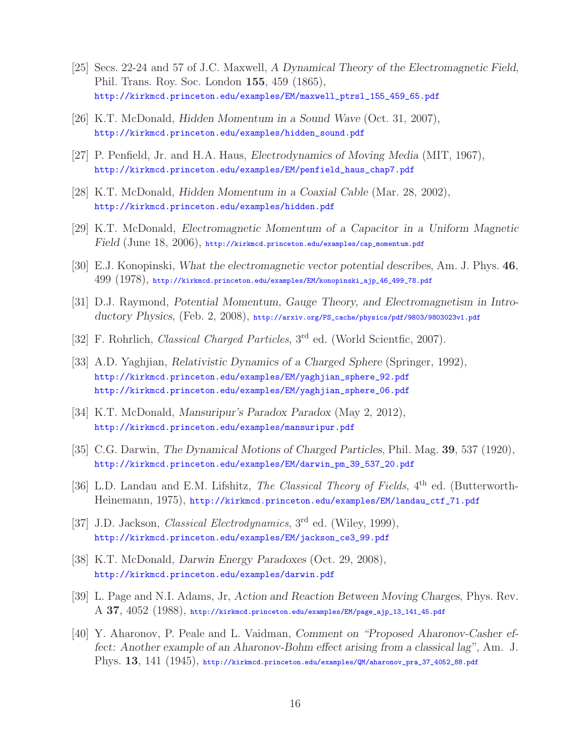[25] Secs. 22-24 and 57 of J.C. Maxwell, *A Dynamical Theory of the Electromagnetic Field*, Phil. Trans. Roy. Soc. London **155**, 459 (1865),
http://kirkmcd.princeton.edu/examples/EM/maxwell_ptrsl_155_459_65.pdf

[26] K.T. McDonald, *Hidden Momentum in a Sound Wave* (Oct. 31, 2007),
http://kirkmcd.princeton.edu/examples/hidden_sound.pdf

[27] P. Penfield, Jr. and H.A. Haus, *Electrodynamics of Moving Media* (MIT, 1967),
http://kirkmcd.princeton.edu/examples/EM/penfield_haus_chap7.pdf

[28] K.T. McDonald, *Hidden Momentum in a Coaxial Cable* (Mar. 28, 2002),
http://kirkmcd.princeton.edu/examples/hidden.pdf

[29] K.T. McDonald, *Electromagnetic Momentum of a Capacitor in a Uniform Magnetic Field* (June 18, 2006), http://kirkmcd.princeton.edu/examples/cap_momentum.pdf

[30] E.J. Konopinski, *What the electromagnetic vector potential describes*, Am. J. Phys. **46**, 499 (1978), http://kirkmcd.princeton.edu/examples/EM/konopinski_ajp_46_499_78.pdf

[31] D.J. Raymond, *Potential Momentum, Gauge Theory, and Electromagnetism in Introductory Physics*, (Feb. 2, 2008), http://arxiv.org/PS_cache/physics/pdf/9803/9803023v1.pdf

[32] F. Rohrlich, *Classical Charged Particles*, 3rd ed. (World Scientfic, 2007).

[33] A.D. Yaghjian, *Relativistic Dynamics of a Charged Sphere* (Springer, 1992),
http://kirkmcd.princeton.edu/examples/EM/yaghjian_sphere_92.pdf
http://kirkmcd.princeton.edu/examples/EM/yaghjian_sphere_06.pdf

[34] K.T. McDonald, *Mansuripur's Paradox Paradox* (May 2, 2012),
http://kirkmcd.princeton.edu/examples/mansuripur.pdf

[35] C.G. Darwin, *The Dynamical Motions of Charged Particles*, Phil. Mag. **39**, 537 (1920),
http://kirkmcd.princeton.edu/examples/EM/darwin_pm_39_537_20.pdf

[36] L.D. Landau and E.M. Lifshitz, *The Classical Theory of Fields*, 4th ed. (Butterworth-Heinemann, 1975), http://kirkmcd.princeton.edu/examples/EM/landau_ctf_71.pdf

[37] J.D. Jackson, *Classical Electrodynamics*, 3rd ed. (Wiley, 1999),
http://kirkmcd.princeton.edu/examples/EM/jackson_ce3_99.pdf

[38] K.T. McDonald, *Darwin Energy Paradoxes* (Oct. 29, 2008),
http://kirkmcd.princeton.edu/examples/darwin.pdf

[39] L. Page and N.I. Adams, Jr, *Action and Reaction Between Moving Charges*, Phys. Rev. A **37**, 4052 (1988), http://kirkmcd.princeton.edu/examples/EM/page_ajp_13_141_45.pdf

[40] Y. Aharonov, P. Peale and L. Vaidman, *Comment on "Proposed Aharonov-Casher effect: Another example of an Aharonov-Bohm effect arising from a classical lag"*, Am. J. Phys. **13**, 141 (1945), http://kirkmcd.princeton.edu/examples/QM/aharonov_pra_37_4052_88.pdf